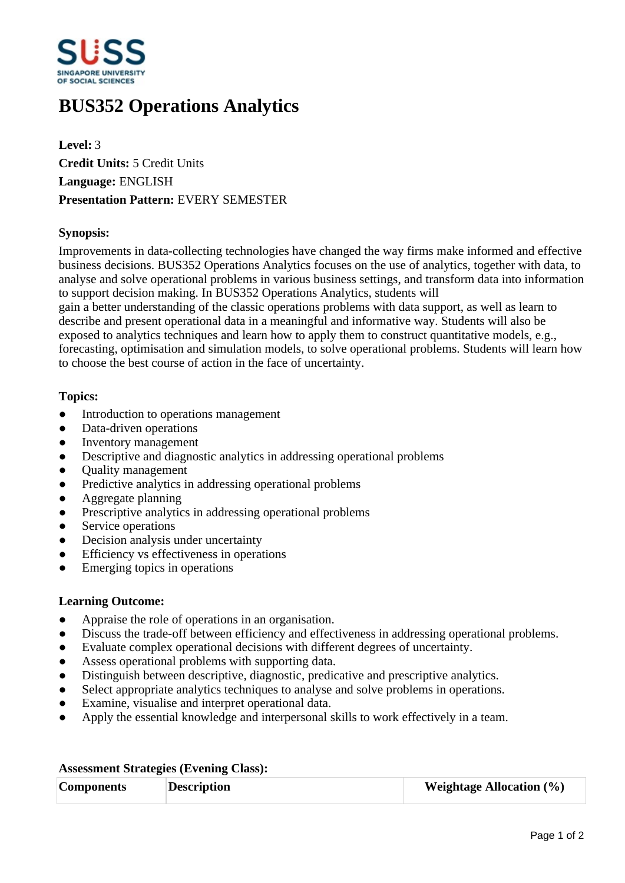# BUS352 Operations Analytics

**Level:** 3
**Credit Units:** 5 Credit Units
**Language:** ENGLISH
**Presentation Pattern:** EVERY SEMESTER

**Synopsis:**

Improvements in data-collecting technologies have changed the way firms make informed and effective business decisions. BUS352 Operations Analytics focuses on the use of analytics, together with data, to analyse and solve operational problems in various business settings, and transform data into information to support decision making. In BUS352 Operations Analytics, students will gain a better understanding of the classic operations problems with data support, as well as learn to describe and present operational data in a meaningful and informative way. Students will also be exposed to analytics techniques and learn how to apply them to construct quantitative models, e.g., forecasting, optimisation and simulation models, to solve operational problems. Students will learn how to choose the best course of action in the face of uncertainty.

**Topics:**

- Introduction to operations management
- Data-driven operations
- Inventory management
- Descriptive and diagnostic analytics in addressing operational problems
- Quality management
- Predictive analytics in addressing operational problems
- Aggregate planning
- Prescriptive analytics in addressing operational problems
- Service operations
- Decision analysis under uncertainty
- Efficiency vs effectiveness in operations
- Emerging topics in operations

**Learning Outcome:**

- Appraise the role of operations in an organisation.
- Discuss the trade-off between efficiency and effectiveness in addressing operational problems.
- Evaluate complex operational decisions with different degrees of uncertainty.
- Assess operational problems with supporting data.
- Distinguish between descriptive, diagnostic, predicative and prescriptive analytics.
- Select appropriate analytics techniques to analyse and solve problems in operations.
- Examine, visualise and interpret operational data.
- Apply the essential knowledge and interpersonal skills to work effectively in a team.

**Assessment Strategies (Evening Class):**

| Components | Description | Weightage Allocation (%) |
|---|---|---|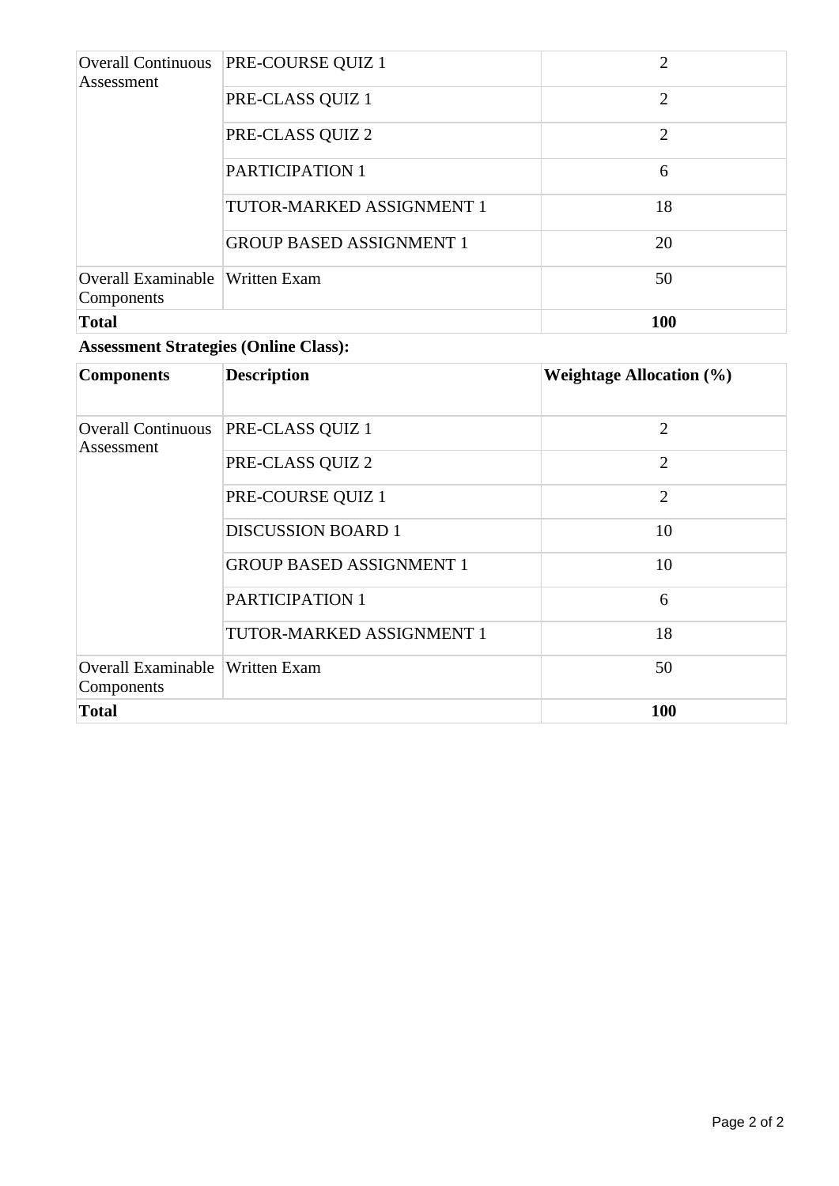| | | |
|---|---|---|
| Overall Continuous Assessment | PRE-COURSE QUIZ 1 | 2 |
| | PRE-CLASS QUIZ 1 | 2 |
| | PRE-CLASS QUIZ 2 | 2 |
| | PARTICIPATION 1 | 6 |
| | TUTOR-MARKED ASSIGNMENT 1 | 18 |
| | GROUP BASED ASSIGNMENT 1 | 20 |
| Overall Examinable Components | Written Exam | 50 |
| **Total** | | **100** |

**Assessment Strategies (Online Class):**

| **Components** | **Description** | **Weightage Allocation (%)** |
|---|---|---|
| Overall Continuous Assessment | PRE-CLASS QUIZ 1 | 2 |
| | PRE-CLASS QUIZ 2 | 2 |
| | PRE-COURSE QUIZ 1 | 2 |
| | DISCUSSION BOARD 1 | 10 |
| | GROUP BASED ASSIGNMENT 1 | 10 |
| | PARTICIPATION 1 | 6 |
| | TUTOR-MARKED ASSIGNMENT 1 | 18 |
| Overall Examinable Components | Written Exam | 50 |
| **Total** | | **100** |